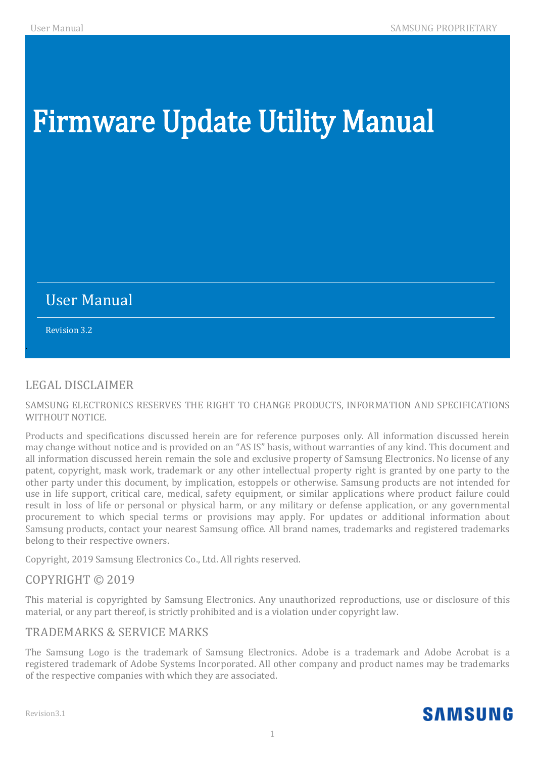# Firmware Update Utility Manual

## User Manual

Revision 3.2

## LEGAL DISCLAIMER

SAMSUNG ELECTRONICS RESERVES THE RIGHT TO CHANGE PRODUCTS, INFORMATION AND SPECIFICATIONS WITHOUT NOTICE.

Products and specifications discussed herein are for reference purposes only. All information discussed herein may change without notice and is provided on an "AS IS" basis, without warranties of any kind. This document and all information discussed herein remain the sole and exclusive property of Samsung Electronics. No license of any patent, copyright, mask work, trademark or any other intellectual property right is granted by one party to the other party under this document, by implication, estoppels or otherwise. Samsung products are not intended for use in life support, critical care, medical, safety equipment, or similar applications where product failure could result in loss of life or personal or physical harm, or any military or defense application, or any governmental procurement to which special terms or provisions may apply. For updates or additional information about Samsung products, contact your nearest Samsung office. All brand names, trademarks and registered trademarks belong to their respective owners.

Copyright, 2019 Samsung Electronics Co., Ltd. All rights reserved.

## COPYRIGHT © 2019

This material is copyrighted by Samsung Electronics. Any unauthorized reproductions, use or disclosure of this material, or any part thereof, is strictly prohibited and is a violation under copyright law.

## TRADEMARKS & SERVICE MARKS

The Samsung Logo is the trademark of Samsung Electronics. Adobe is a trademark and Adobe Acrobat is a registered trademark of Adobe Systems Incorporated. All other company and product names may be trademarks of the respective companies with which they are associated.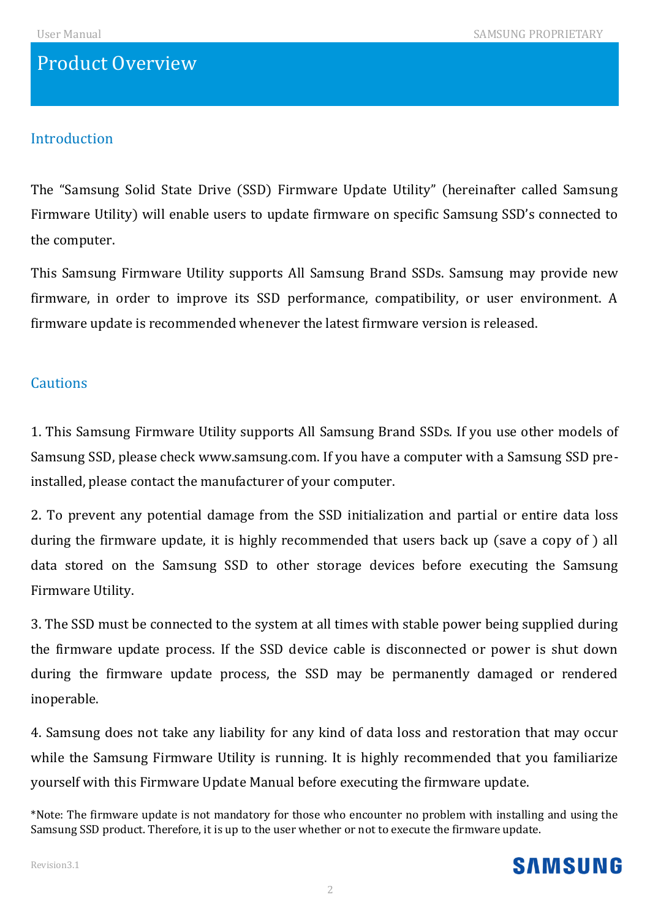# Product Overview

## Introduction

The "Samsung Solid State Drive (SSD) Firmware Update Utility" (hereinafter called Samsung Firmware Utility) will enable users to update firmware on specific Samsung SSD's connected to the computer.

This Samsung Firmware Utility supports All Samsung Brand SSDs. Samsung may provide new firmware, in order to improve its SSD performance, compatibility, or user environment. A firmware update is recommended whenever the latest firmware version is released.

## Cautions

1. This Samsung Firmware Utility supports All Samsung Brand SSDs. If you use other models of Samsung SSD, please check www.samsung.com. If you have a computer with a Samsung SSD pre-installed, please contact the manufacturer of your computer.

2. To prevent any potential damage from the SSD initialization and partial or entire data loss during the firmware update, it is highly recommended that users back up (save a copy of ) all data stored on the Samsung SSD to other storage devices before executing the Samsung Firmware Utility.

3. The SSD must be connected to the system at all times with stable power being supplied during the firmware update process. If the SSD device cable is disconnected or power is shut down during the firmware update process, the SSD may be permanently damaged or rendered inoperable.

4. Samsung does not take any liability for any kind of data loss and restoration that may occur while the Samsung Firmware Utility is running. It is highly recommended that you familiarize yourself with this Firmware Update Manual before executing the firmware update.

*Note: The firmware update is not mandatory for those who encounter no problem with installing and using the Samsung SSD product. Therefore, it is up to the user whether or not to execute the firmware update.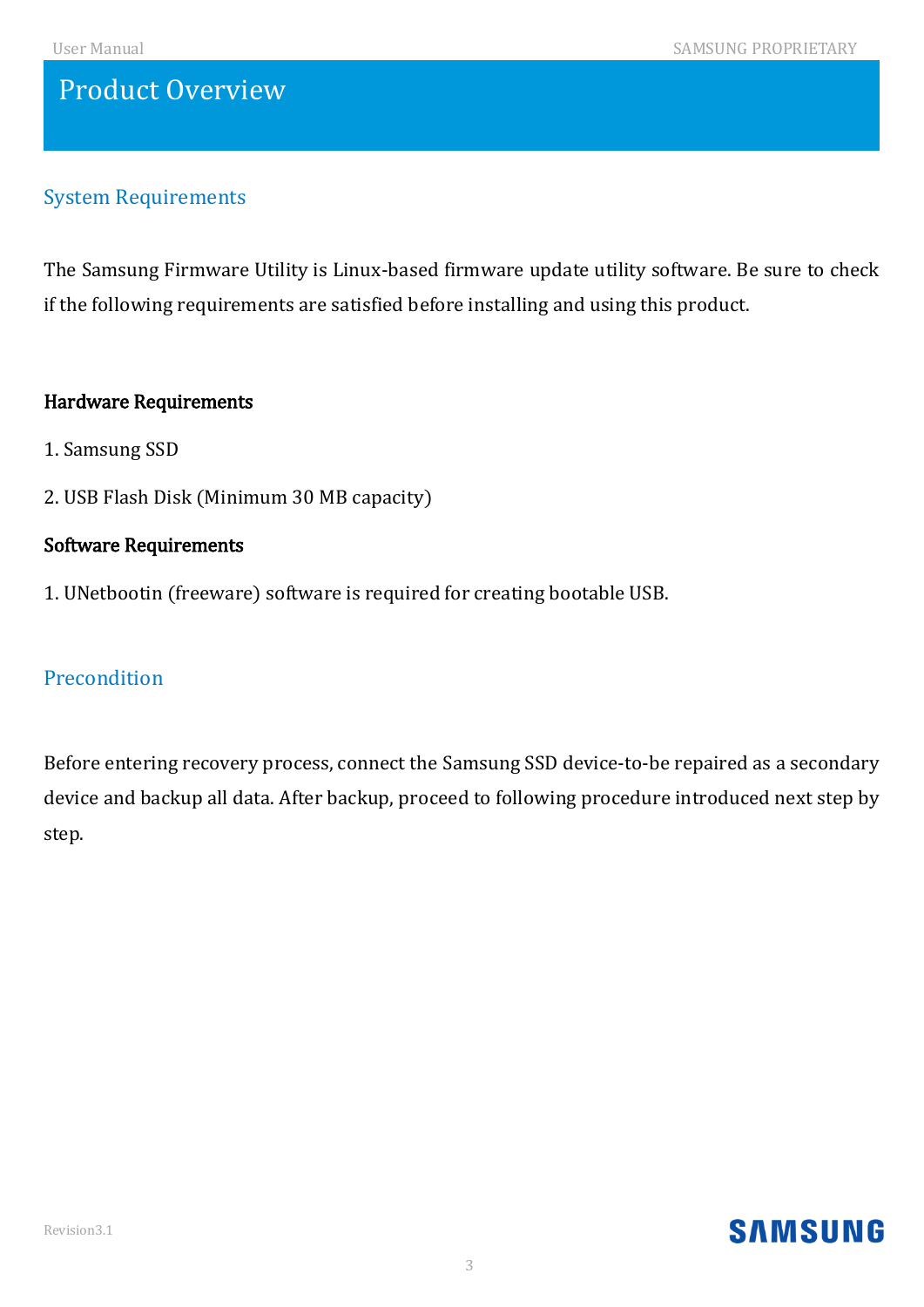# Product Overview

## System Requirements

The Samsung Firmware Utility is Linux-based firmware update utility software. Be sure to check if the following requirements are satisfied before installing and using this product.

**Hardware Requirements**

1. Samsung SSD

2. USB Flash Disk (Minimum 30 MB capacity)

**Software Requirements**

1. UNetbootin (freeware) software is required for creating bootable USB.

## Precondition

Before entering recovery process, connect the Samsung SSD device-to-be repaired as a secondary device and backup all data. After backup, proceed to following procedure introduced next step by step.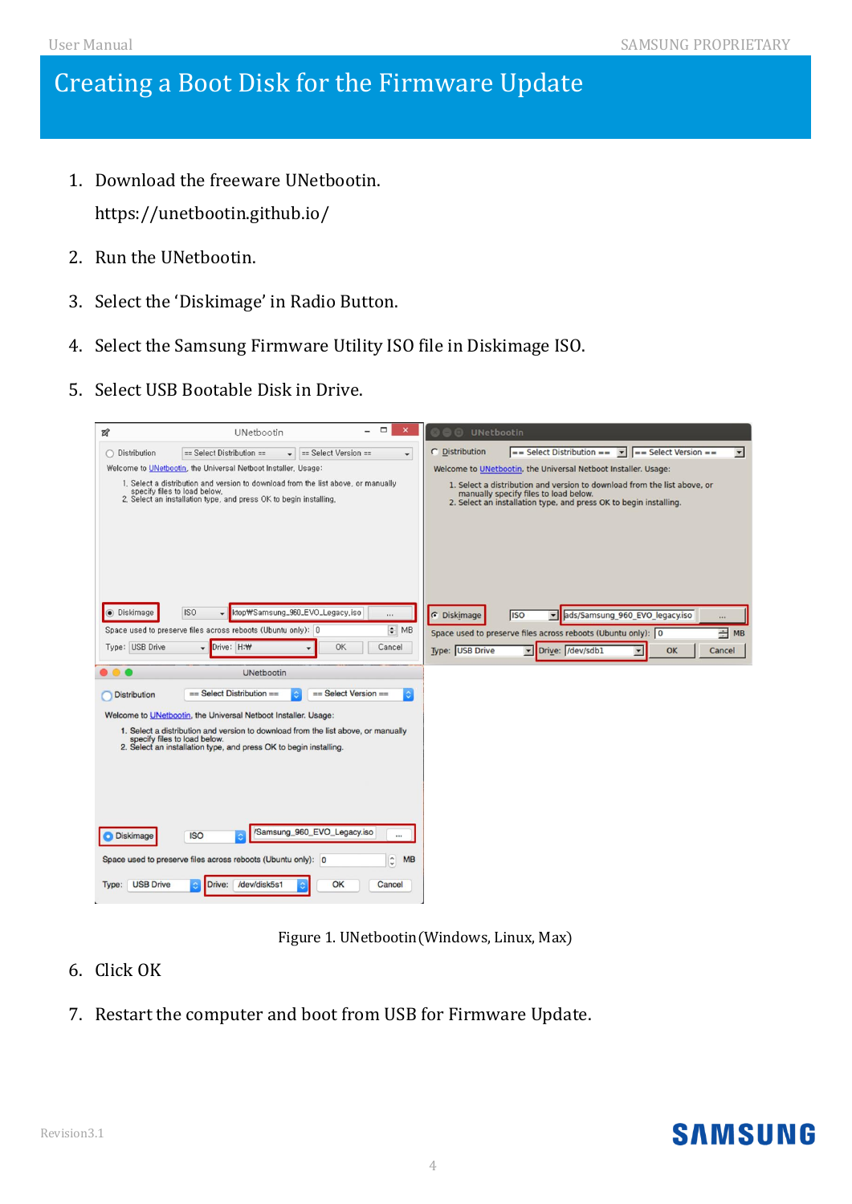# Creating a Boot Disk for the Firmware Update

1. Download the freeware UNetbootin.

   https://unetbootin.github.io/

2. Run the UNetbootin.
3. Select the 'Diskimage' in Radio Button.
4. Select the Samsung Firmware Utility ISO file in Diskimage ISO.
5. Select USB Bootable Disk in Drive.

Figure 1. UNetbootin (Windows, Linux, Max)

6. Click OK
7. Restart the computer and boot from USB for Firmware Update.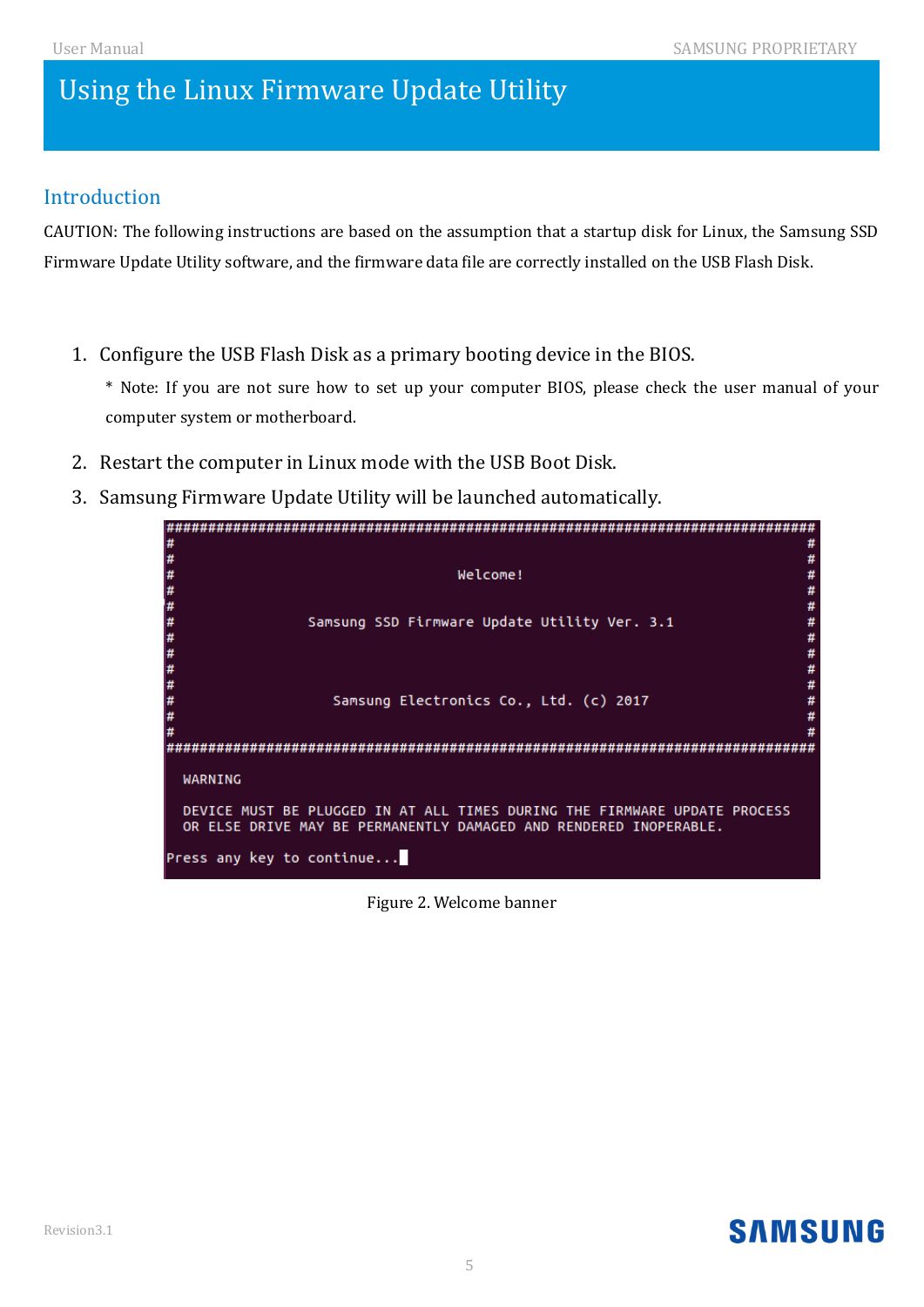# Using the Linux Firmware Update Utility

## Introduction

CAUTION: The following instructions are based on the assumption that a startup disk for Linux, the Samsung SSD Firmware Update Utility software, and the firmware data file are correctly installed on the USB Flash Disk.

1. Configure the USB Flash Disk as a primary booting device in the BIOS.

   \* Note: If you are not sure how to set up your computer BIOS, please check the user manual of your computer system or motherboard.

2. Restart the computer in Linux mode with the USB Boot Disk.
3. Samsung Firmware Update Utility will be launched automatically.

```
################################################################################
#                                                                              #
#                                                                              #
#                                   Welcome!                                   #
#                                                                              #
#                                                                              #
#                   Samsung SSD Firmware Update Utility Ver. 3.1               #
#                                                                              #
#                                                                              #
#                                                                              #
#                                                                              #
#                      Samsung Electronics Co., Ltd. (c) 2017                  #
#                                                                              #
#                                                                              #
################################################################################

  WARNING

  DEVICE MUST BE PLUGGED IN AT ALL TIMES DURING THE FIRMWARE UPDATE PROCESS
  OR ELSE DRIVE MAY BE PERMANENTLY DAMAGED AND RENDERED INOPERABLE.

Press any key to continue...
```

Figure 2. Welcome banner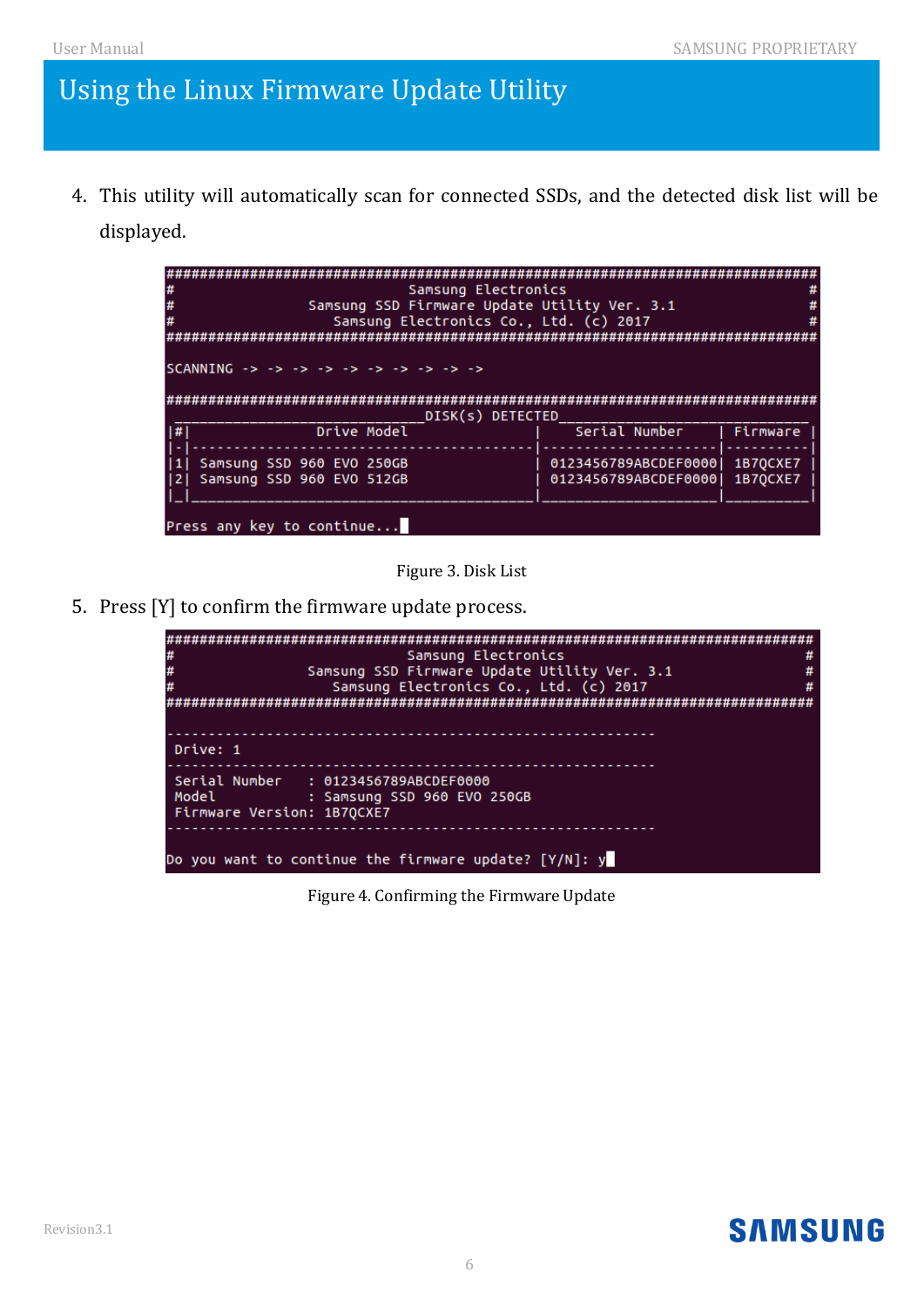# Using the Linux Firmware Update Utility

4. This utility will automatically scan for connected SSDs, and the detected disk list will be displayed.

```
##############################################################################
#                           Samsung Electronics                              #
#                Samsung SSD Firmware Update Utility Ver. 3.1                #
#                   Samsung Electronics Co., Ltd. (c) 2017                   #
##############################################################################

SCANNING -> -> -> -> -> -> -> -> -> ->

##############################################################################
 _______________________________DISK(s) DETECTED______________________________
|#|                Drive Model                |    Serial Number    | Firmware |
|-|-------------------------------------------|---------------------|----------|
|1| Samsung SSD 960 EVO 250GB                 | 0123456789ABCDEF0000| 1B7QCXE7 |
|2| Samsung SSD 960 EVO 512GB                 | 0123456789ABCDEF0000| 1B7QCXE7 |
|_|___________________________________________|_____________________|__________|

Press any key to continue...
```

Figure 3. Disk List

5. Press [Y] to confirm the firmware update process.

```
##############################################################################
#                           Samsung Electronics                              #
#                Samsung SSD Firmware Update Utility Ver. 3.1                #
#                   Samsung Electronics Co., Ltd. (c) 2017                   #
##############################################################################

--------------------------------------------------------------
 Drive: 1
--------------------------------------------------------------
 Serial Number    : 0123456789ABCDEF0000
 Model            : Samsung SSD 960 EVO 250GB
 Firmware Version: 1B7QCXE7
--------------------------------------------------------------

Do you want to continue the firmware update? [Y/N]: y
```

Figure 4. Confirming the Firmware Update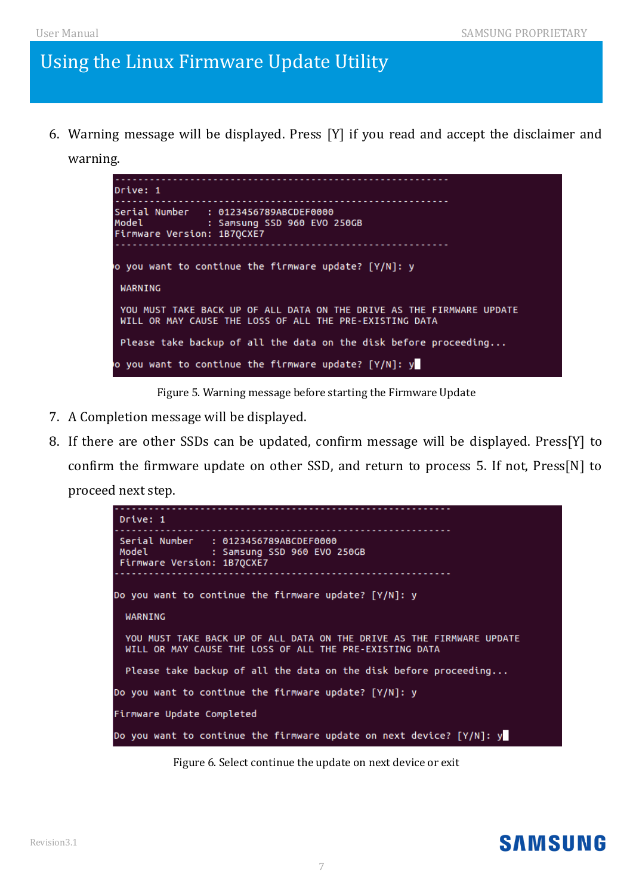# Using the Linux Firmware Update Utility

6. Warning message will be displayed. Press [Y] if you read and accept the disclaimer and warning.

```
------------------------------------------------------------
Drive: 1
------------------------------------------------------------
Serial Number    : 0123456789ABCDEF0000
Model            : Samsung SSD 960 EVO 250GB
Firmware Version: 1B7QCXE7
------------------------------------------------------------

Do you want to continue the firmware update? [Y/N]: y

 WARNING

 YOU MUST TAKE BACK UP OF ALL DATA ON THE DRIVE AS THE FIRMWARE UPDATE
 WILL OR MAY CAUSE THE LOSS OF ALL THE PRE-EXISTING DATA

 Please take backup of all the data on the disk before proceeding...

Do you want to continue the firmware update? [Y/N]: y
```

Figure 5. Warning message before starting the Firmware Update

7. A Completion message will be displayed.
8. If there are other SSDs can be updated, confirm message will be displayed. Press[Y] to confirm the firmware update on other SSD, and return to process 5. If not, Press[N] to proceed next step.

```
------------------------------------------------------------
 Drive: 1
------------------------------------------------------------
 Serial Number    : 0123456789ABCDEF0000
 Model            : Samsung SSD 960 EVO 250GB
 Firmware Version: 1B7QCXE7
------------------------------------------------------------

Do you want to continue the firmware update? [Y/N]: y

  WARNING

  YOU MUST TAKE BACK UP OF ALL DATA ON THE DRIVE AS THE FIRMWARE UPDATE
  WILL OR MAY CAUSE THE LOSS OF ALL THE PRE-EXISTING DATA

  Please take backup of all the data on the disk before proceeding...

Do you want to continue the firmware update? [Y/N]: y

Firmware Update Completed

Do you want to continue the firmware update on next device? [Y/N]: y
```

Figure 6. Select continue the update on next device or exit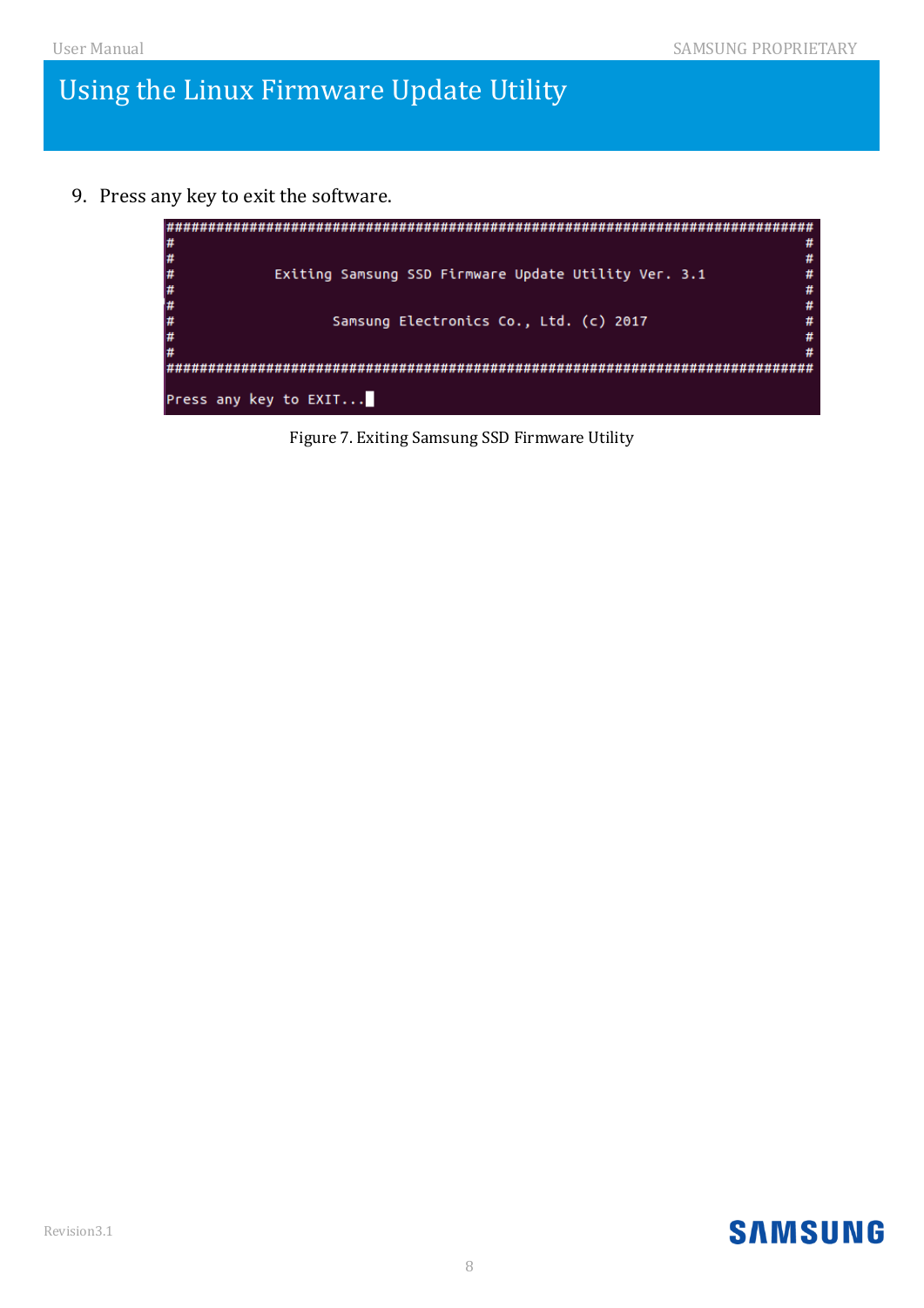# Using the Linux Firmware Update Utility

9. Press any key to exit the software.

```
##############################################################################
#                                                                            #
#                                                                            #
#          Exiting Samsung SSD Firmware Update Utility Ver. 3.1              #
#                                                                            #
#                                                                            #
#               Samsung Electronics Co., Ltd. (c) 2017                       #
#                                                                            #
#                                                                            #
##############################################################################

Press any key to EXIT...
```

Figure 7. Exiting Samsung SSD Firmware Utility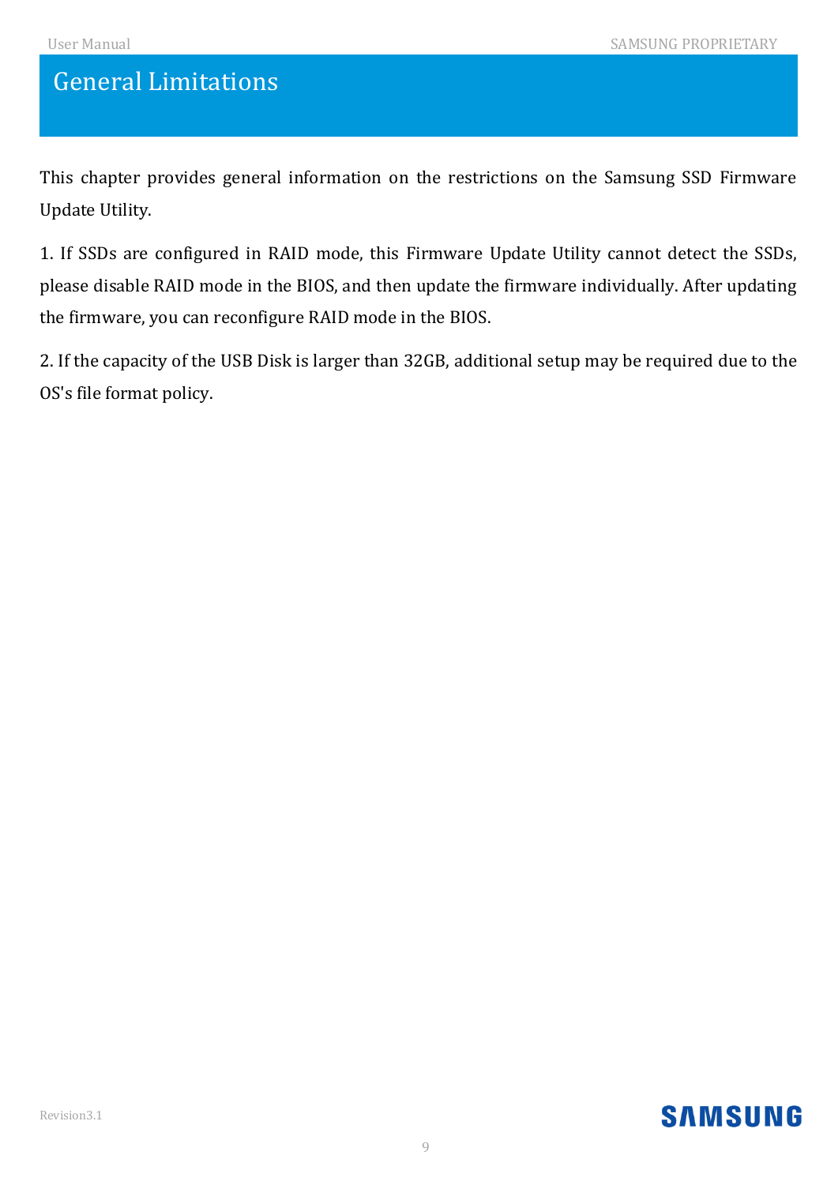# General Limitations

This chapter provides general information on the restrictions on the Samsung SSD Firmware Update Utility.

1. If SSDs are configured in RAID mode, this Firmware Update Utility cannot detect the SSDs, please disable RAID mode in the BIOS, and then update the firmware individually. After updating the firmware, you can reconfigure RAID mode in the BIOS.

2. If the capacity of the USB Disk is larger than 32GB, additional setup may be required due to the OS's file format policy.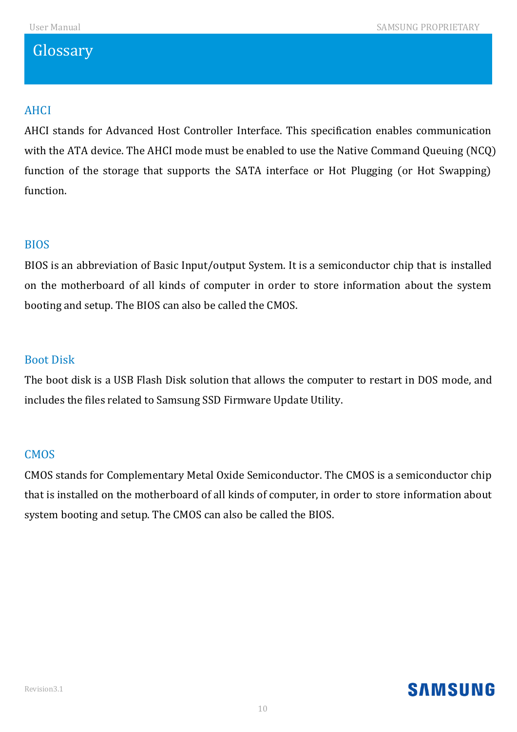# Glossary

## AHCI

AHCI stands for Advanced Host Controller Interface. This specification enables communication with the ATA device. The AHCI mode must be enabled to use the Native Command Queuing (NCQ) function of the storage that supports the SATA interface or Hot Plugging (or Hot Swapping) function.

## BIOS

BIOS is an abbreviation of Basic Input/output System. It is a semiconductor chip that is installed on the motherboard of all kinds of computer in order to store information about the system booting and setup. The BIOS can also be called the CMOS.

## Boot Disk

The boot disk is a USB Flash Disk solution that allows the computer to restart in DOS mode, and includes the files related to Samsung SSD Firmware Update Utility.

## CMOS

CMOS stands for Complementary Metal Oxide Semiconductor. The CMOS is a semiconductor chip that is installed on the motherboard of all kinds of computer, in order to store information about system booting and setup. The CMOS can also be called the BIOS.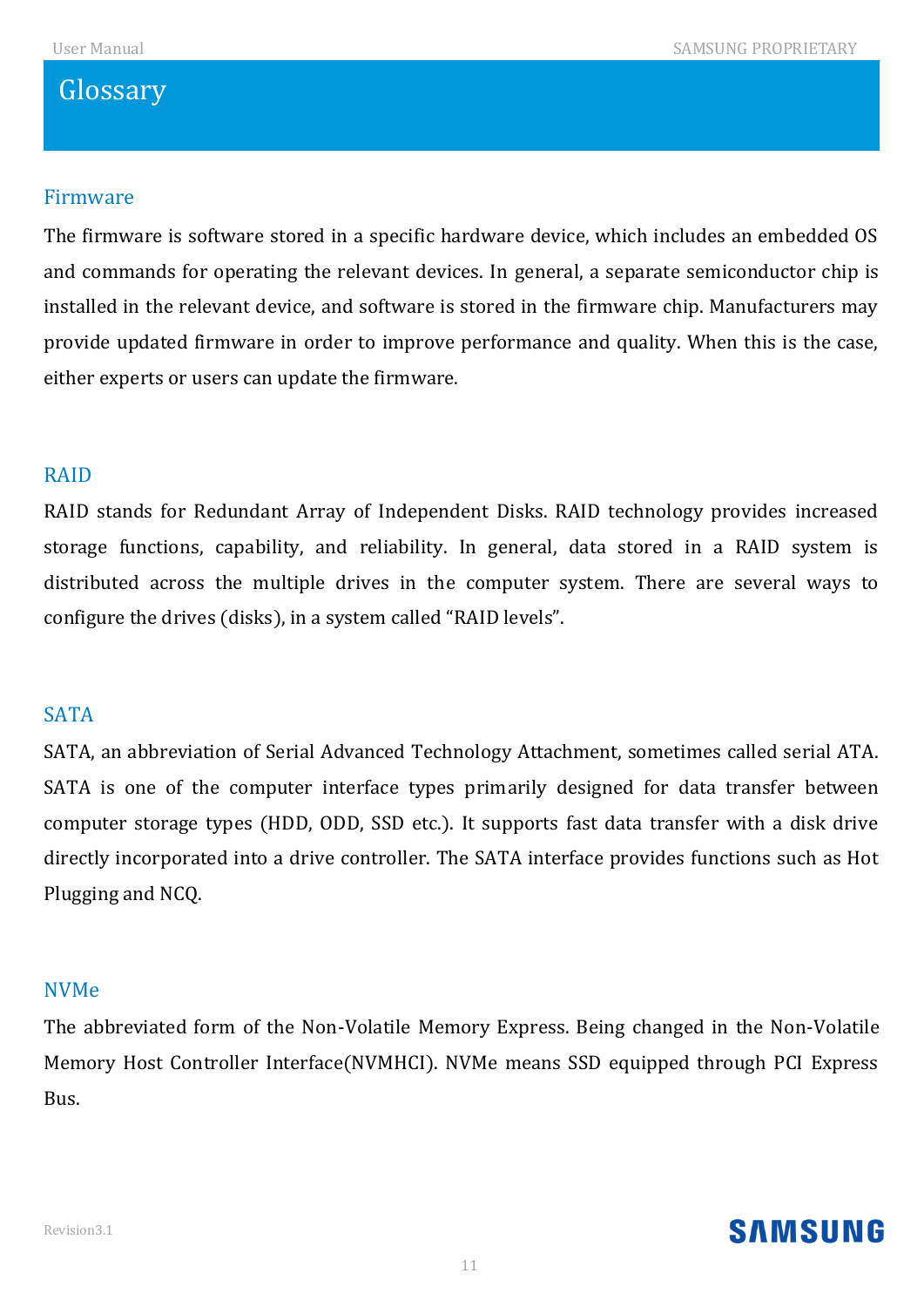# Glossary

## Firmware

The firmware is software stored in a specific hardware device, which includes an embedded OS and commands for operating the relevant devices. In general, a separate semiconductor chip is installed in the relevant device, and software is stored in the firmware chip. Manufacturers may provide updated firmware in order to improve performance and quality. When this is the case, either experts or users can update the firmware.

## RAID

RAID stands for Redundant Array of Independent Disks. RAID technology provides increased storage functions, capability, and reliability. In general, data stored in a RAID system is distributed across the multiple drives in the computer system. There are several ways to configure the drives (disks), in a system called “RAID levels”.

## SATA

SATA, an abbreviation of Serial Advanced Technology Attachment, sometimes called serial ATA. SATA is one of the computer interface types primarily designed for data transfer between computer storage types (HDD, ODD, SSD etc.). It supports fast data transfer with a disk drive directly incorporated into a drive controller. The SATA interface provides functions such as Hot Plugging and NCQ.

## NVMe

The abbreviated form of the Non-Volatile Memory Express. Being changed in the Non-Volatile Memory Host Controller Interface(NVMHCI). NVMe means SSD equipped through PCI Express Bus.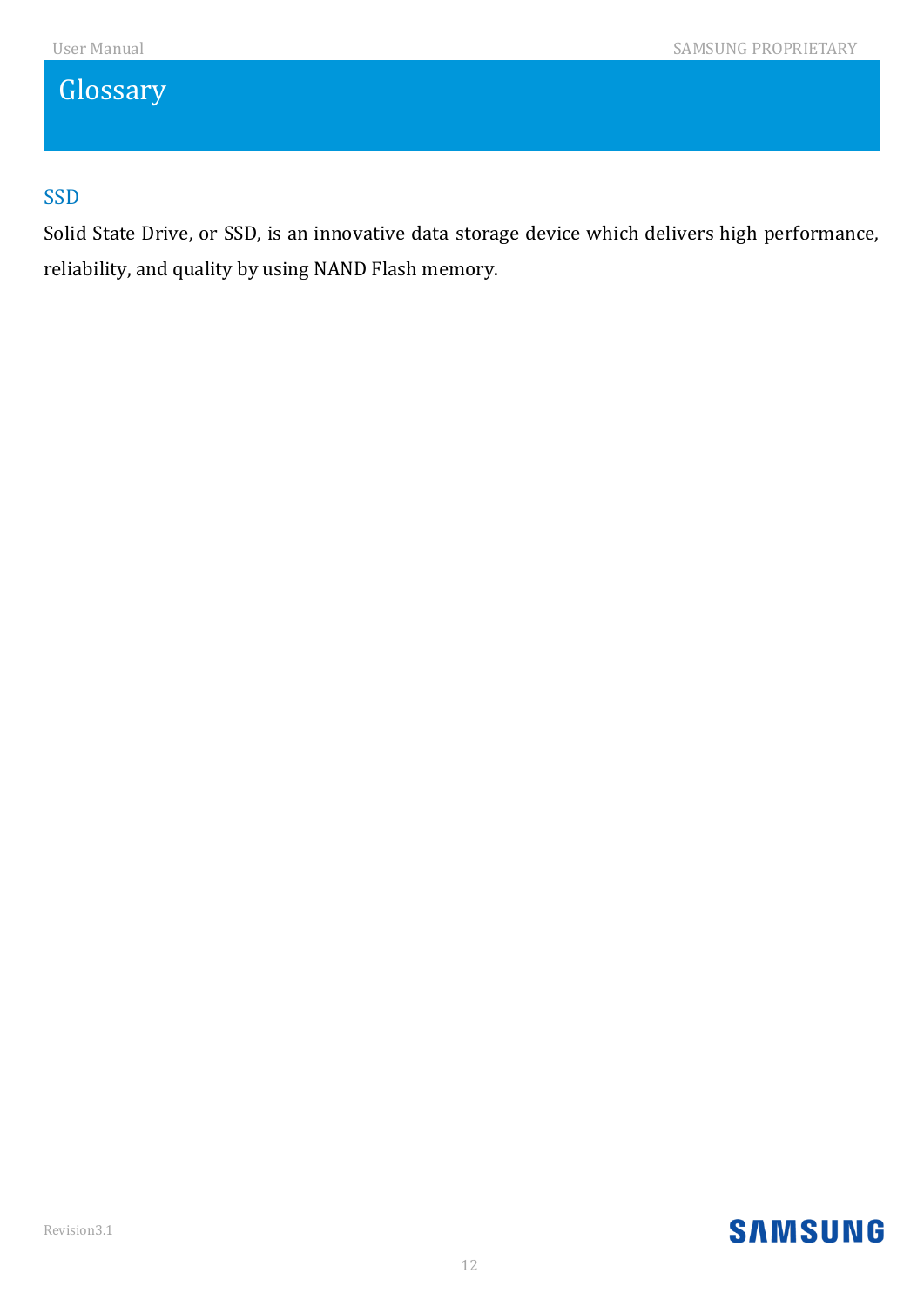# Glossary

## SSD

Solid State Drive, or SSD, is an innovative data storage device which delivers high performance, reliability, and quality by using NAND Flash memory.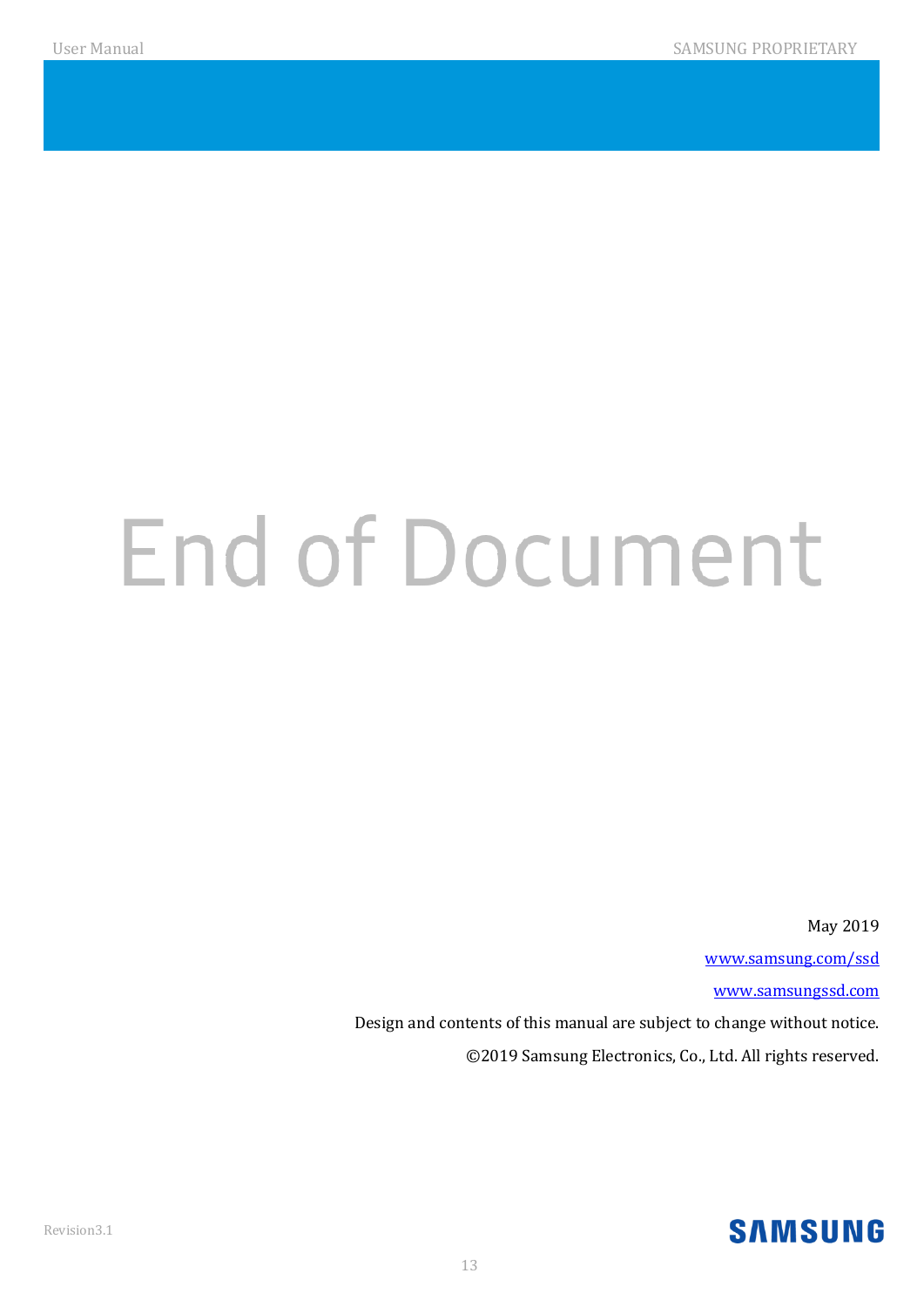# End of Document

May 2019

www.samsung.com/ssd

www.samsungssd.com

Design and contents of this manual are subject to change without notice.

©2019 Samsung Electronics, Co., Ltd. All rights reserved.

Revision3.1

SAMSUNG